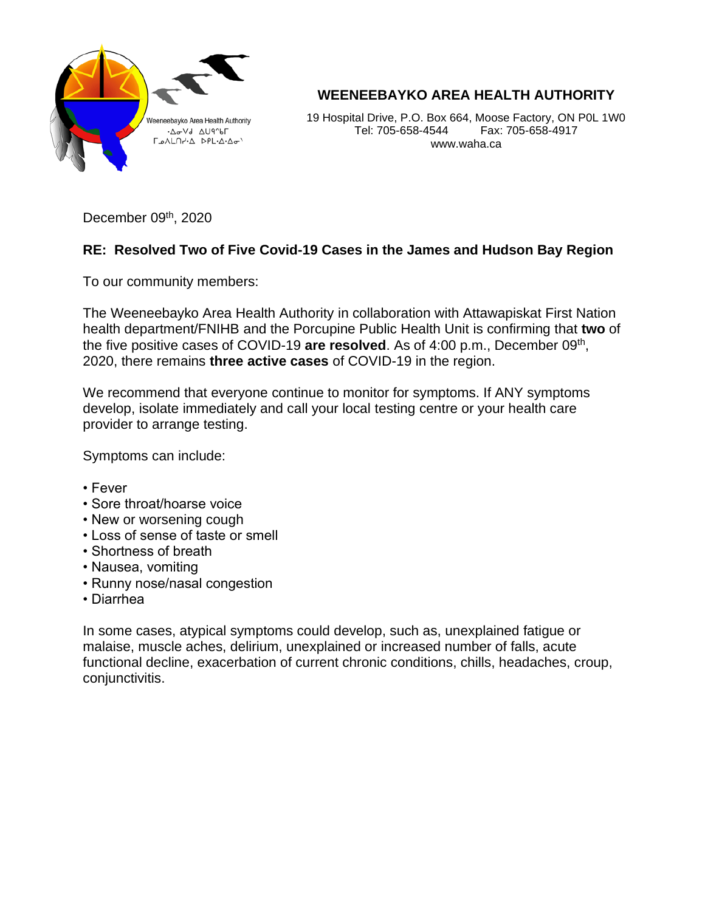# WEENEEBAYKO AREA HEALTH AUTHORITY

19 Hospital Drive, P.O. Box 664, Moose Factory, ON P0L 1W0
Tel: 705-658-4544 Fax: 705-658-4917
www.waha.ca

December 09th, 2020

**RE: Resolved Two of Five Covid-19 Cases in the James and Hudson Bay Region**

To our community members:

The Weeneebayko Area Health Authority in collaboration with Attawapiskat First Nation health department/FNIHB and the Porcupine Public Health Unit is confirming that **two** of the five positive cases of COVID-19 **are resolved**. As of 4:00 p.m., December 09th, 2020, there remains **three active cases** of COVID-19 in the region.

We recommend that everyone continue to monitor for symptoms. If ANY symptoms develop, isolate immediately and call your local testing centre or your health care provider to arrange testing.

Symptoms can include:

- Fever
- Sore throat/hoarse voice
- New or worsening cough
- Loss of sense of taste or smell
- Shortness of breath
- Nausea, vomiting
- Runny nose/nasal congestion
- Diarrhea

In some cases, atypical symptoms could develop, such as, unexplained fatigue or malaise, muscle aches, delirium, unexplained or increased number of falls, acute functional decline, exacerbation of current chronic conditions, chills, headaches, croup, conjunctivitis.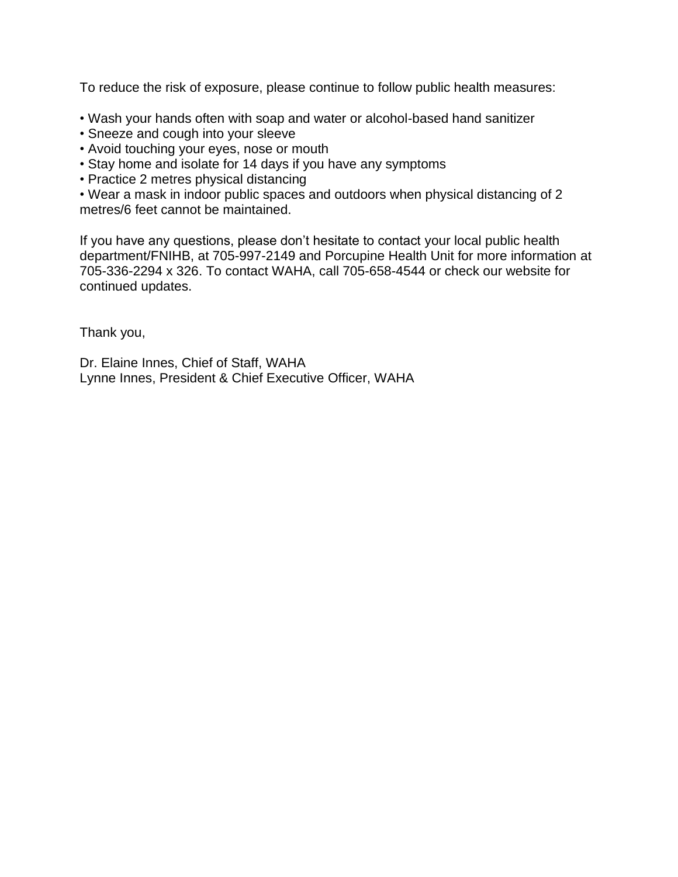To reduce the risk of exposure, please continue to follow public health measures:

- Wash your hands often with soap and water or alcohol-based hand sanitizer
- Sneeze and cough into your sleeve
- Avoid touching your eyes, nose or mouth
- Stay home and isolate for 14 days if you have any symptoms
- Practice 2 metres physical distancing
- Wear a mask in indoor public spaces and outdoors when physical distancing of 2 metres/6 feet cannot be maintained.

If you have any questions, please don't hesitate to contact your local public health department/FNIHB, at 705-997-2149 and Porcupine Health Unit for more information at 705-336-2294 x 326. To contact WAHA, call 705-658-4544 or check our website for continued updates.

Thank you,

Dr. Elaine Innes, Chief of Staff, WAHA
Lynne Innes, President & Chief Executive Officer, WAHA